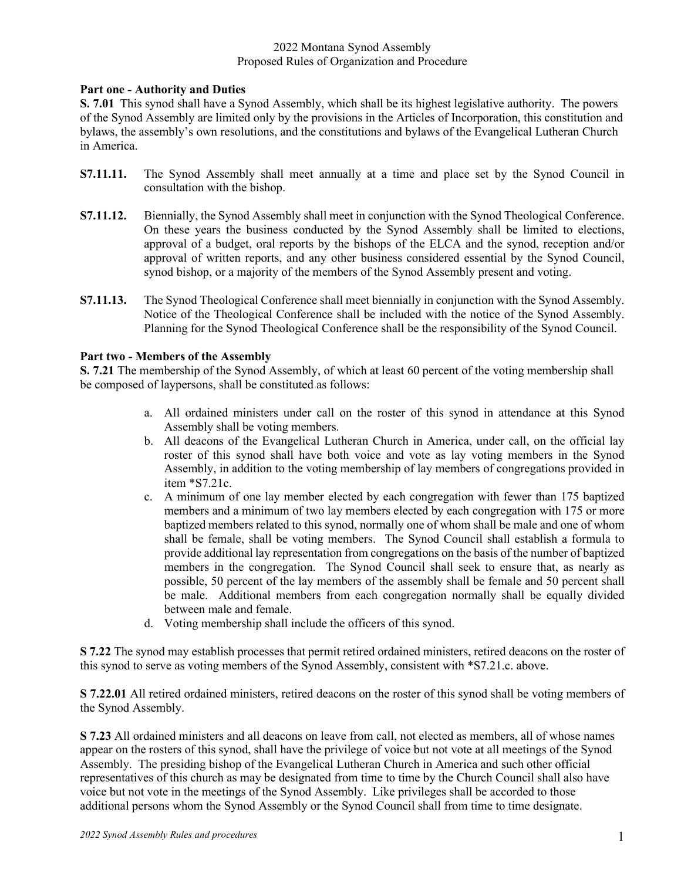2022 Montana Synod Assembly
Proposed Rules of Organization and Procedure

**Part one - Authority and Duties**

**S. 7.01** This synod shall have a Synod Assembly, which shall be its highest legislative authority. The powers of the Synod Assembly are limited only by the provisions in the Articles of Incorporation, this constitution and bylaws, the assembly's own resolutions, and the constitutions and bylaws of the Evangelical Lutheran Church in America.

**S7.11.11.** The Synod Assembly shall meet annually at a time and place set by the Synod Council in consultation with the bishop.

**S7.11.12.** Biennially, the Synod Assembly shall meet in conjunction with the Synod Theological Conference. On these years the business conducted by the Synod Assembly shall be limited to elections, approval of a budget, oral reports by the bishops of the ELCA and the synod, reception and/or approval of written reports, and any other business considered essential by the Synod Council, synod bishop, or a majority of the members of the Synod Assembly present and voting.

**S7.11.13.** The Synod Theological Conference shall meet biennially in conjunction with the Synod Assembly. Notice of the Theological Conference shall be included with the notice of the Synod Assembly. Planning for the Synod Theological Conference shall be the responsibility of the Synod Council.

**Part two - Members of the Assembly**

**S. 7.21** The membership of the Synod Assembly, of which at least 60 percent of the voting membership shall be composed of laypersons, shall be constituted as follows:

a. All ordained ministers under call on the roster of this synod in attendance at this Synod Assembly shall be voting members.
b. All deacons of the Evangelical Lutheran Church in America, under call, on the official lay roster of this synod shall have both voice and vote as lay voting members in the Synod Assembly, in addition to the voting membership of lay members of congregations provided in item *S7.21c.
c. A minimum of one lay member elected by each congregation with fewer than 175 baptized members and a minimum of two lay members elected by each congregation with 175 or more baptized members related to this synod, normally one of whom shall be male and one of whom shall be female, shall be voting members. The Synod Council shall establish a formula to provide additional lay representation from congregations on the basis of the number of baptized members in the congregation. The Synod Council shall seek to ensure that, as nearly as possible, 50 percent of the lay members of the assembly shall be female and 50 percent shall be male. Additional members from each congregation normally shall be equally divided between male and female.
d. Voting membership shall include the officers of this synod.

**S 7.22** The synod may establish processes that permit retired ordained ministers, retired deacons on the roster of this synod to serve as voting members of the Synod Assembly, consistent with *S7.21.c. above.

**S 7.22.01** All retired ordained ministers, retired deacons on the roster of this synod shall be voting members of the Synod Assembly.

**S 7.23** All ordained ministers and all deacons on leave from call, not elected as members, all of whose names appear on the rosters of this synod, shall have the privilege of voice but not vote at all meetings of the Synod Assembly. The presiding bishop of the Evangelical Lutheran Church in America and such other official representatives of this church as may be designated from time to time by the Church Council shall also have voice but not vote in the meetings of the Synod Assembly. Like privileges shall be accorded to those additional persons whom the Synod Assembly or the Synod Council shall from time to time designate.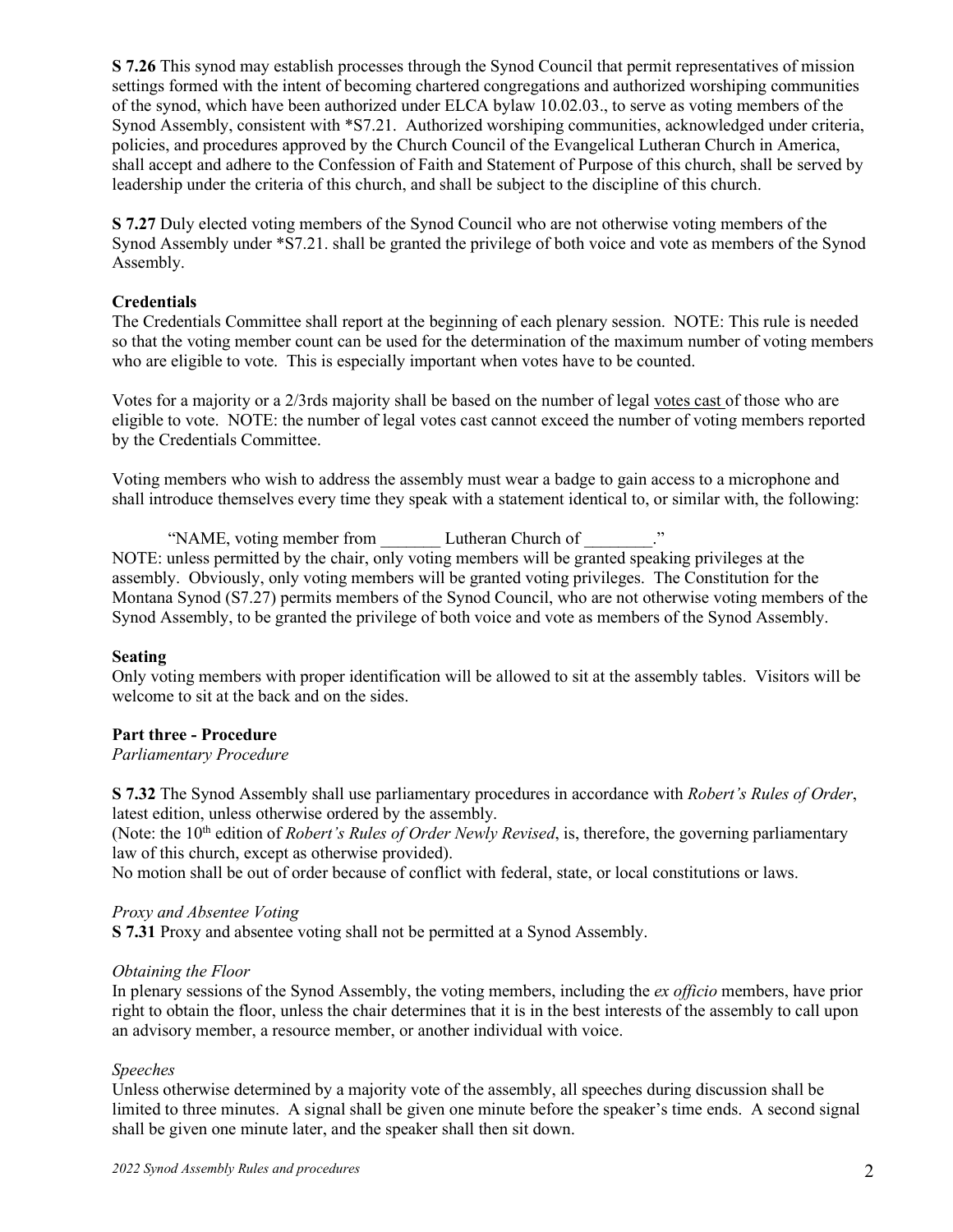**S 7.26** This synod may establish processes through the Synod Council that permit representatives of mission settings formed with the intent of becoming chartered congregations and authorized worshiping communities of the synod, which have been authorized under ELCA bylaw 10.02.03., to serve as voting members of the Synod Assembly, consistent with *S7.21. Authorized worshiping communities, acknowledged under criteria, policies, and procedures approved by the Church Council of the Evangelical Lutheran Church in America, shall accept and adhere to the Confession of Faith and Statement of Purpose of this church, shall be served by leadership under the criteria of this church, and shall be subject to the discipline of this church.

**S 7.27** Duly elected voting members of the Synod Council who are not otherwise voting members of the Synod Assembly under *S7.21. shall be granted the privilege of both voice and vote as members of the Synod Assembly.

**Credentials**

The Credentials Committee shall report at the beginning of each plenary session. NOTE: This rule is needed so that the voting member count can be used for the determination of the maximum number of voting members who are eligible to vote. This is especially important when votes have to be counted.

Votes for a majority or a 2/3rds majority shall be based on the number of legal votes cast of those who are eligible to vote. NOTE: the number of legal votes cast cannot exceed the number of voting members reported by the Credentials Committee.

Voting members who wish to address the assembly must wear a badge to gain access to a microphone and shall introduce themselves every time they speak with a statement identical to, or similar with, the following:

"NAME, voting member from _______ Lutheran Church of ________."

NOTE: unless permitted by the chair, only voting members will be granted speaking privileges at the assembly. Obviously, only voting members will be granted voting privileges. The Constitution for the Montana Synod (S7.27) permits members of the Synod Council, who are not otherwise voting members of the Synod Assembly, to be granted the privilege of both voice and vote as members of the Synod Assembly.

**Seating**

Only voting members with proper identification will be allowed to sit at the assembly tables. Visitors will be welcome to sit at the back and on the sides.

**Part three - Procedure**

*Parliamentary Procedure*

**S 7.32** The Synod Assembly shall use parliamentary procedures in accordance with *Robert's Rules of Order*, latest edition, unless otherwise ordered by the assembly.
(Note: the 10th edition of *Robert's Rules of Order Newly Revised*, is, therefore, the governing parliamentary law of this church, except as otherwise provided).
No motion shall be out of order because of conflict with federal, state, or local constitutions or laws.

*Proxy and Absentee Voting*

**S 7.31** Proxy and absentee voting shall not be permitted at a Synod Assembly.

*Obtaining the Floor*

In plenary sessions of the Synod Assembly, the voting members, including the *ex officio* members, have prior right to obtain the floor, unless the chair determines that it is in the best interests of the assembly to call upon an advisory member, a resource member, or another individual with voice.

*Speeches*

Unless otherwise determined by a majority vote of the assembly, all speeches during discussion shall be limited to three minutes. A signal shall be given one minute before the speaker's time ends. A second signal shall be given one minute later, and the speaker shall then sit down.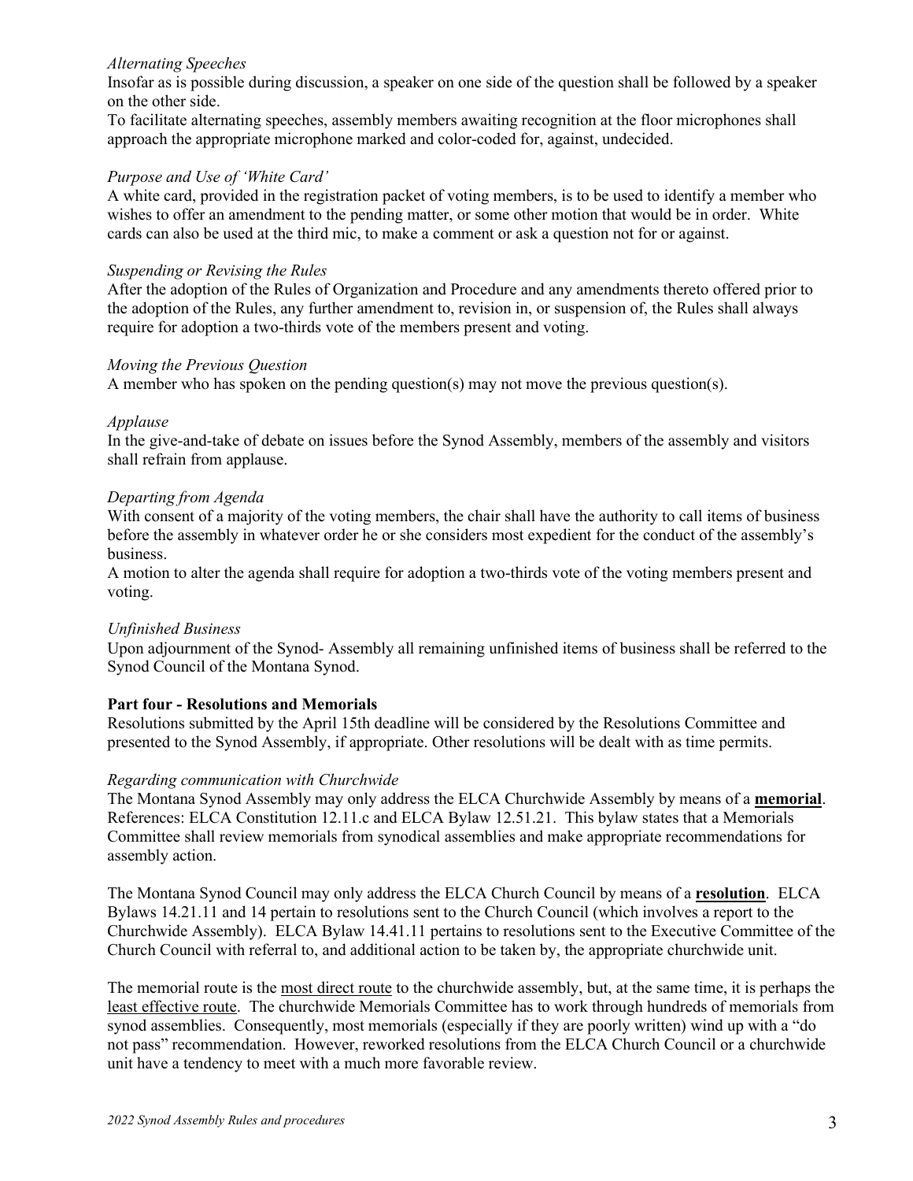*Alternating Speeches*

Insofar as is possible during discussion, a speaker on one side of the question shall be followed by a speaker on the other side.

To facilitate alternating speeches, assembly members awaiting recognition at the floor microphones shall approach the appropriate microphone marked and color-coded for, against, undecided.

*Purpose and Use of 'White Card'*

A white card, provided in the registration packet of voting members, is to be used to identify a member who wishes to offer an amendment to the pending matter, or some other motion that would be in order. White cards can also be used at the third mic, to make a comment or ask a question not for or against.

*Suspending or Revising the Rules*

After the adoption of the Rules of Organization and Procedure and any amendments thereto offered prior to the adoption of the Rules, any further amendment to, revision in, or suspension of, the Rules shall always require for adoption a two-thirds vote of the members present and voting.

*Moving the Previous Question*

A member who has spoken on the pending question(s) may not move the previous question(s).

*Applause*

In the give-and-take of debate on issues before the Synod Assembly, members of the assembly and visitors shall refrain from applause.

*Departing from Agenda*

With consent of a majority of the voting members, the chair shall have the authority to call items of business before the assembly in whatever order he or she considers most expedient for the conduct of the assembly's business.

A motion to alter the agenda shall require for adoption a two-thirds vote of the voting members present and voting.

*Unfinished Business*

Upon adjournment of the Synod- Assembly all remaining unfinished items of business shall be referred to the Synod Council of the Montana Synod.

**Part four - Resolutions and Memorials**

Resolutions submitted by the April 15th deadline will be considered by the Resolutions Committee and presented to the Synod Assembly, if appropriate. Other resolutions will be dealt with as time permits.

*Regarding communication with Churchwide*

The Montana Synod Assembly may only address the ELCA Churchwide Assembly by means of a **memorial**. References: ELCA Constitution 12.11.c and ELCA Bylaw 12.51.21. This bylaw states that a Memorials Committee shall review memorials from synodical assemblies and make appropriate recommendations for assembly action.

The Montana Synod Council may only address the ELCA Church Council by means of a **resolution**. ELCA Bylaws 14.21.11 and 14 pertain to resolutions sent to the Church Council (which involves a report to the Churchwide Assembly). ELCA Bylaw 14.41.11 pertains to resolutions sent to the Executive Committee of the Church Council with referral to, and additional action to be taken by, the appropriate churchwide unit.

The memorial route is the most direct route to the churchwide assembly, but, at the same time, it is perhaps the least effective route. The churchwide Memorials Committee has to work through hundreds of memorials from synod assemblies. Consequently, most memorials (especially if they are poorly written) wind up with a "do not pass" recommendation. However, reworked resolutions from the ELCA Church Council or a churchwide unit have a tendency to meet with a much more favorable review.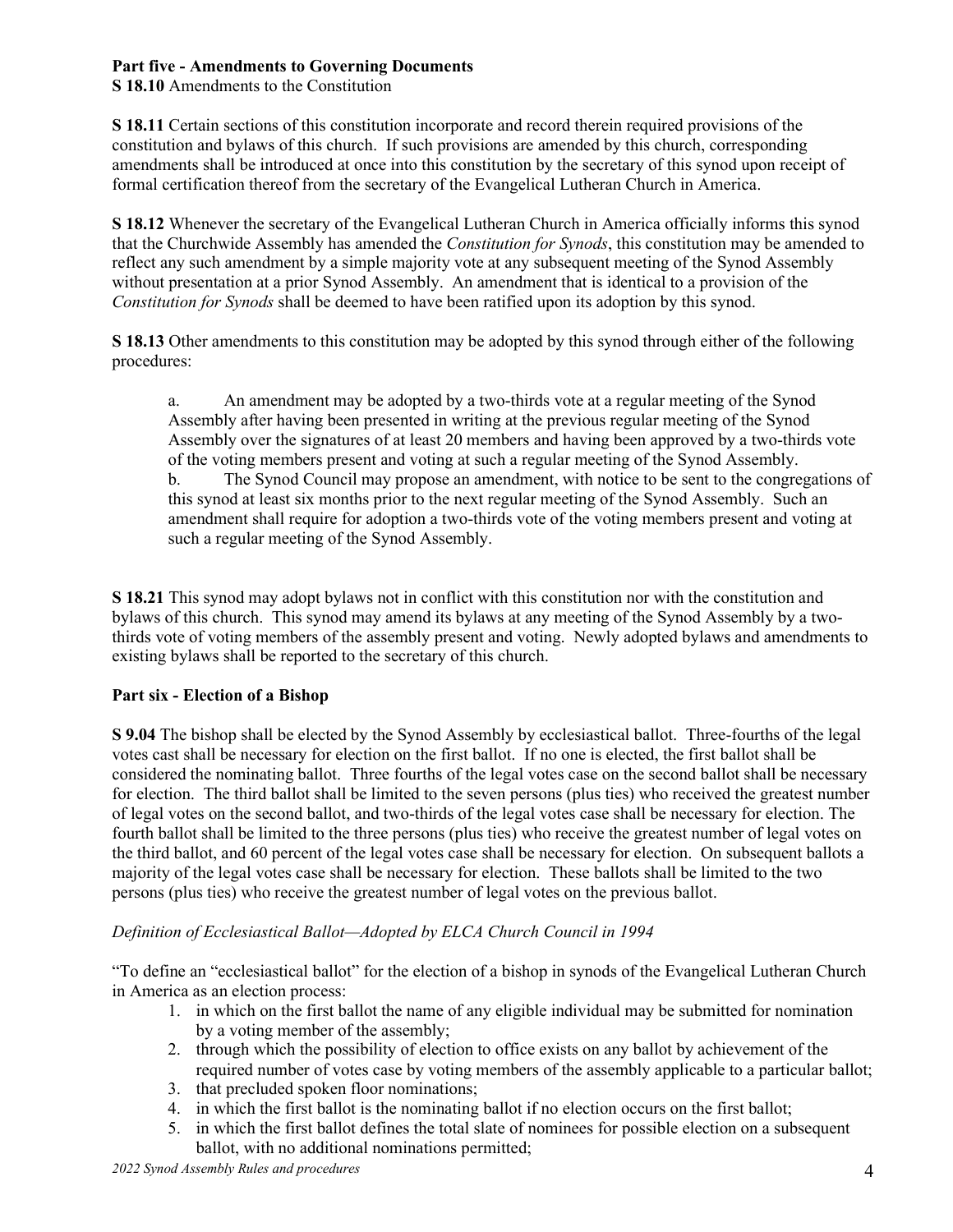**Part five - Amendments to Governing Documents**

**S 18.10** Amendments to the Constitution

**S 18.11** Certain sections of this constitution incorporate and record therein required provisions of the constitution and bylaws of this church. If such provisions are amended by this church, corresponding amendments shall be introduced at once into this constitution by the secretary of this synod upon receipt of formal certification thereof from the secretary of the Evangelical Lutheran Church in America.

**S 18.12** Whenever the secretary of the Evangelical Lutheran Church in America officially informs this synod that the Churchwide Assembly has amended the *Constitution for Synods*, this constitution may be amended to reflect any such amendment by a simple majority vote at any subsequent meeting of the Synod Assembly without presentation at a prior Synod Assembly. An amendment that is identical to a provision of the *Constitution for Synods* shall be deemed to have been ratified upon its adoption by this synod.

**S 18.13** Other amendments to this constitution may be adopted by this synod through either of the following procedures:

a. An amendment may be adopted by a two-thirds vote at a regular meeting of the Synod Assembly after having been presented in writing at the previous regular meeting of the Synod Assembly over the signatures of at least 20 members and having been approved by a two-thirds vote of the voting members present and voting at such a regular meeting of the Synod Assembly.

b. The Synod Council may propose an amendment, with notice to be sent to the congregations of this synod at least six months prior to the next regular meeting of the Synod Assembly. Such an amendment shall require for adoption a two-thirds vote of the voting members present and voting at such a regular meeting of the Synod Assembly.

**S 18.21** This synod may adopt bylaws not in conflict with this constitution nor with the constitution and bylaws of this church. This synod may amend its bylaws at any meeting of the Synod Assembly by a two-thirds vote of voting members of the assembly present and voting. Newly adopted bylaws and amendments to existing bylaws shall be reported to the secretary of this church.

**Part six - Election of a Bishop**

**S 9.04** The bishop shall be elected by the Synod Assembly by ecclesiastical ballot. Three-fourths of the legal votes cast shall be necessary for election on the first ballot. If no one is elected, the first ballot shall be considered the nominating ballot. Three fourths of the legal votes case on the second ballot shall be necessary for election. The third ballot shall be limited to the seven persons (plus ties) who received the greatest number of legal votes on the second ballot, and two-thirds of the legal votes case shall be necessary for election. The fourth ballot shall be limited to the three persons (plus ties) who receive the greatest number of legal votes on the third ballot, and 60 percent of the legal votes case shall be necessary for election. On subsequent ballots a majority of the legal votes case shall be necessary for election. These ballots shall be limited to the two persons (plus ties) who receive the greatest number of legal votes on the previous ballot.

*Definition of Ecclesiastical Ballot—Adopted by ELCA Church Council in 1994*

"To define an "ecclesiastical ballot" for the election of a bishop in synods of the Evangelical Lutheran Church in America as an election process:

1. in which on the first ballot the name of any eligible individual may be submitted for nomination by a voting member of the assembly;
2. through which the possibility of election to office exists on any ballot by achievement of the required number of votes case by voting members of the assembly applicable to a particular ballot;
3. that precluded spoken floor nominations;
4. in which the first ballot is the nominating ballot if no election occurs on the first ballot;
5. in which the first ballot defines the total slate of nominees for possible election on a subsequent ballot, with no additional nominations permitted;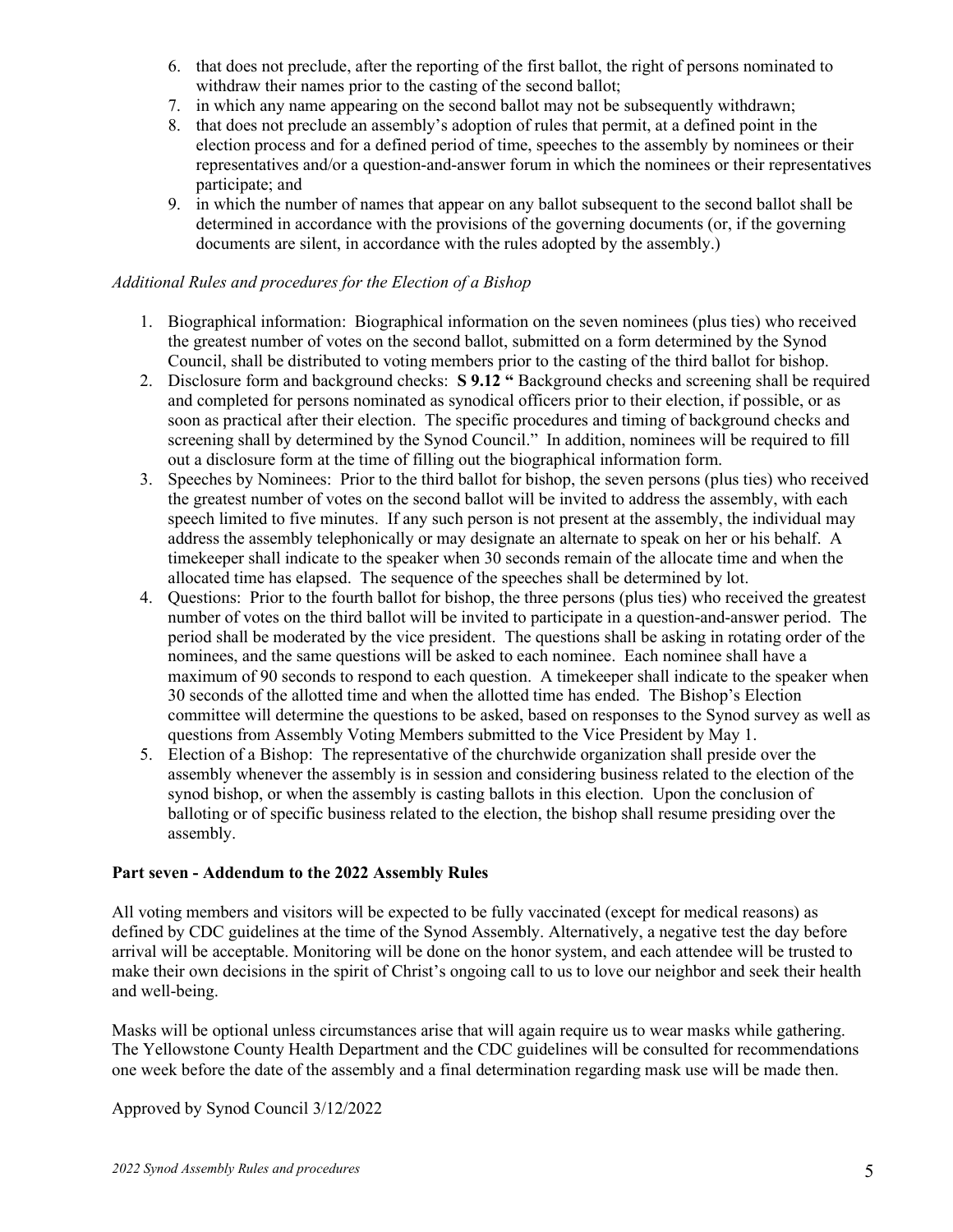6. that does not preclude, after the reporting of the first ballot, the right of persons nominated to withdraw their names prior to the casting of the second ballot;
7. in which any name appearing on the second ballot may not be subsequently withdrawn;
8. that does not preclude an assembly's adoption of rules that permit, at a defined point in the election process and for a defined period of time, speeches to the assembly by nominees or their representatives and/or a question-and-answer forum in which the nominees or their representatives participate; and
9. in which the number of names that appear on any ballot subsequent to the second ballot shall be determined in accordance with the provisions of the governing documents (or, if the governing documents are silent, in accordance with the rules adopted by the assembly.)

*Additional Rules and procedures for the Election of a Bishop*

1. Biographical information: Biographical information on the seven nominees (plus ties) who received the greatest number of votes on the second ballot, submitted on a form determined by the Synod Council, shall be distributed to voting members prior to the casting of the third ballot for bishop.
2. Disclosure form and background checks: **S 9.12 "** Background checks and screening shall be required and completed for persons nominated as synodical officers prior to their election, if possible, or as soon as practical after their election. The specific procedures and timing of background checks and screening shall by determined by the Synod Council." In addition, nominees will be required to fill out a disclosure form at the time of filling out the biographical information form.
3. Speeches by Nominees: Prior to the third ballot for bishop, the seven persons (plus ties) who received the greatest number of votes on the second ballot will be invited to address the assembly, with each speech limited to five minutes. If any such person is not present at the assembly, the individual may address the assembly telephonically or may designate an alternate to speak on her or his behalf. A timekeeper shall indicate to the speaker when 30 seconds remain of the allocate time and when the allocated time has elapsed. The sequence of the speeches shall be determined by lot.
4. Questions: Prior to the fourth ballot for bishop, the three persons (plus ties) who received the greatest number of votes on the third ballot will be invited to participate in a question-and-answer period. The period shall be moderated by the vice president. The questions shall be asking in rotating order of the nominees, and the same questions will be asked to each nominee. Each nominee shall have a maximum of 90 seconds to respond to each question. A timekeeper shall indicate to the speaker when 30 seconds of the allotted time and when the allotted time has ended. The Bishop's Election committee will determine the questions to be asked, based on responses to the Synod survey as well as questions from Assembly Voting Members submitted to the Vice President by May 1.
5. Election of a Bishop: The representative of the churchwide organization shall preside over the assembly whenever the assembly is in session and considering business related to the election of the synod bishop, or when the assembly is casting ballots in this election. Upon the conclusion of balloting or of specific business related to the election, the bishop shall resume presiding over the assembly.

**Part seven - Addendum to the 2022 Assembly Rules**

All voting members and visitors will be expected to be fully vaccinated (except for medical reasons) as defined by CDC guidelines at the time of the Synod Assembly. Alternatively, a negative test the day before arrival will be acceptable. Monitoring will be done on the honor system, and each attendee will be trusted to make their own decisions in the spirit of Christ's ongoing call to us to love our neighbor and seek their health and well-being.

Masks will be optional unless circumstances arise that will again require us to wear masks while gathering. The Yellowstone County Health Department and the CDC guidelines will be consulted for recommendations one week before the date of the assembly and a final determination regarding mask use will be made then.

Approved by Synod Council 3/12/2022